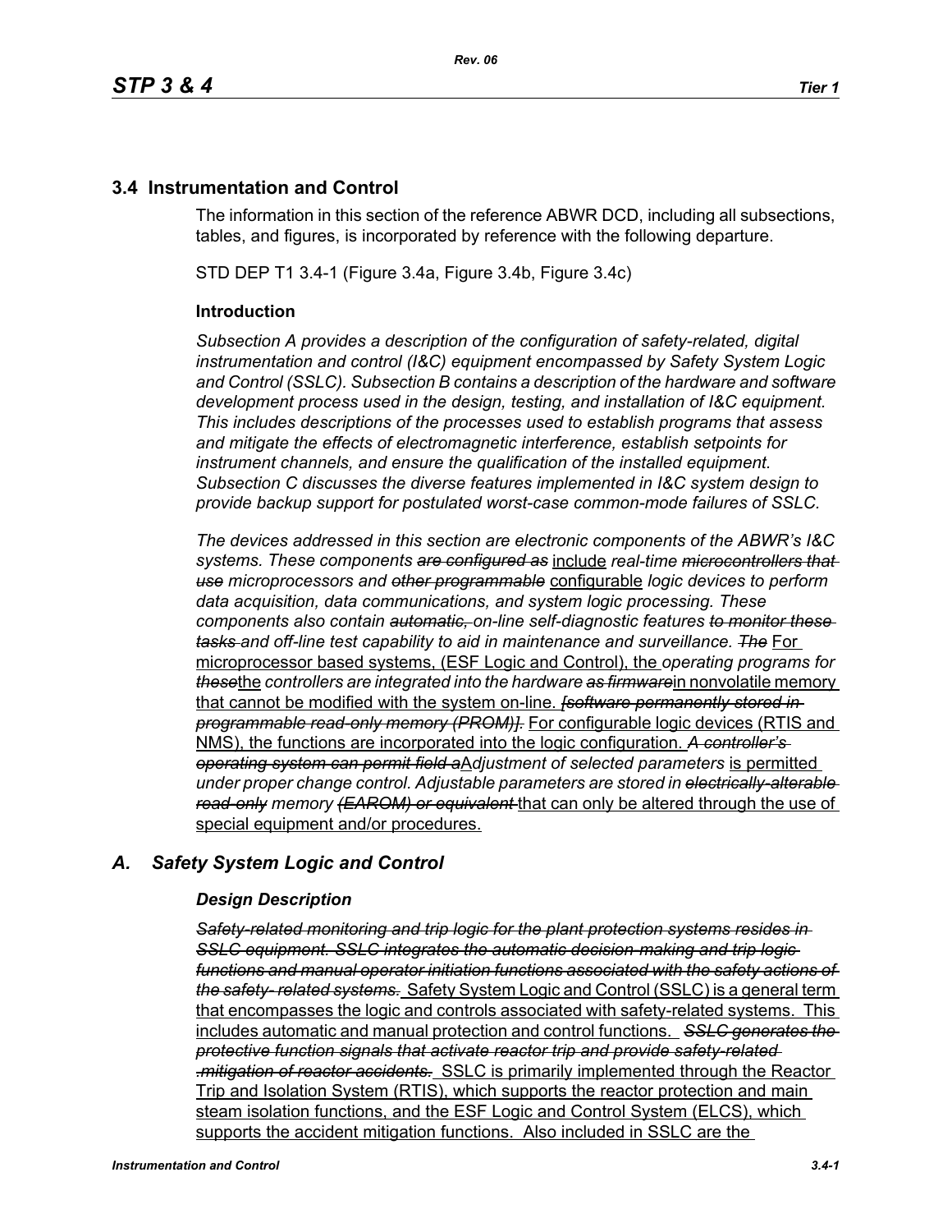## 3.4 Instrumentation and Control

The information in this section of the reference ABWR DCD, including all subsections, tables, and figures, is incorporated by reference with the following departure.

STD DEP T1 3.4-1 (Figure 3.4a, Figure 3.4b, Figure 3.4c)

### Introduction

*Subsection A provides a description of the configuration of safety-related, digital instrumentation and control (I&C) equipment encompassed by Safety System Logic and Control (SSLC). Subsection B contains a description of the hardware and software development process used in the design, testing, and installation of I&C equipment. This includes descriptions of the processes used to establish programs that assess and mitigate the effects of electromagnetic interference, establish setpoints for instrument channels, and ensure the qualification of the installed equipment. Subsection C discusses the diverse features implemented in I&C system design to provide backup support for postulated worst-case common-mode failures of SSLC.*

*The devices addressed in this section are electronic components of the ABWR's I&C systems. These components ~~are configured as~~* include *real-time ~~microcontrollers that use~~ microprocessors and ~~other programmable~~* configurable *logic devices to perform data acquisition, data communications, and system logic processing. These components also contain ~~automatic,~~ on-line self-diagnostic features ~~to monitor these tasks~~ and off-line test capability to aid in maintenance and surveillance. ~~The~~* For microprocessor based systems, (ESF Logic and Control), the *operating programs for ~~these~~*the *controllers are integrated into the hardware ~~as firmware~~*in nonvolatile memory that cannot be modified with the system on-line. *~~[software permanently stored in programmable read-only memory (PROM)].~~* For configurable logic devices (RTIS and NMS), the functions are incorporated into the logic configuration. *~~A controller's operating system can permit field a~~*A*djustment of selected parameters* is permitted *under proper change control. Adjustable parameters are stored in ~~electrically-alterable read-only~~ memory ~~(EAROM) or equivalent~~* that can only be altered through the use of special equipment and/or procedures.

## *A. Safety System Logic and Control*

### *Design Description*

*~~Safety-related monitoring and trip logic for the plant protection systems resides in SSLC equipment. SSLC integrates the automatic decision-making and trip logic functions and manual operator initiation functions associated with the safety actions of the safety- related systems.~~* Safety System Logic and Control (SSLC) is a general term that encompasses the logic and controls associated with safety-related systems. This includes automatic and manual protection and control functions. *~~SSLC generates the protective function signals that activate reactor trip and provide safety-related .mitigation of reactor accidents.~~* SSLC is primarily implemented through the Reactor Trip and Isolation System (RTIS), which supports the reactor protection and main steam isolation functions, and the ESF Logic and Control System (ELCS), which supports the accident mitigation functions. Also included in SSLC are the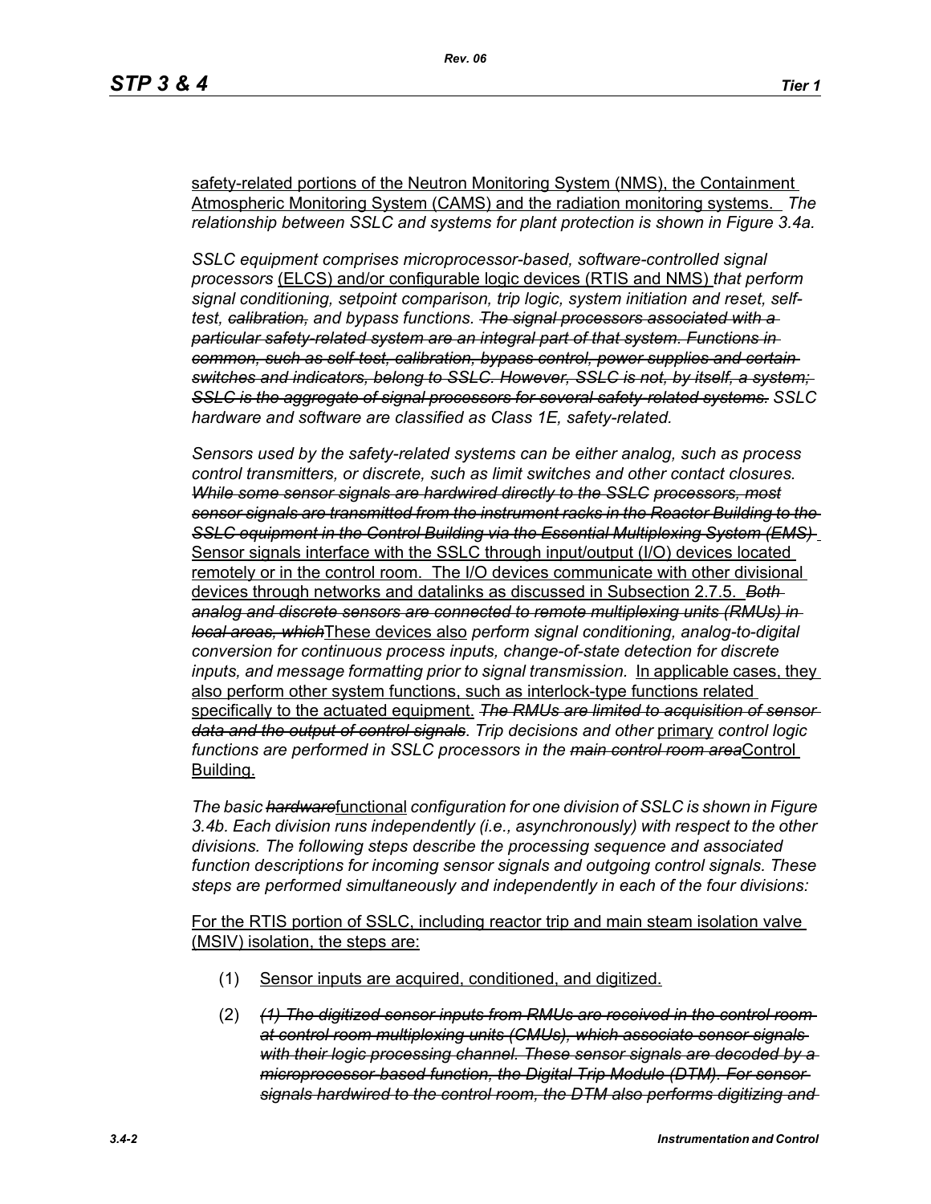safety-related portions of the Neutron Monitoring System (NMS), the Containment Atmospheric Monitoring System (CAMS) and the radiation monitoring systems. *The relationship between SSLC and systems for plant protection is shown in Figure 3.4a.*

*SSLC equipment comprises microprocessor-based, software-controlled signal processors* (ELCS) and/or configurable logic devices (RTIS and NMS) *that perform signal conditioning, setpoint comparison, trip logic, system initiation and reset, self-test,* ~~*calibration,*~~ *and bypass functions.* ~~*The signal processors associated with a particular safety-related system are an integral part of that system. Functions in common, such as self-test, calibration, bypass control, power supplies and certain switches and indicators, belong to SSLC. However, SSLC is not, by itself, a system; SSLC is the aggregate of signal processors for several safety-related systems.*~~ *SSLC hardware and software are classified as Class 1E, safety-related.*

*Sensors used by the safety-related systems can be either analog, such as process control transmitters, or discrete, such as limit switches and other contact closures.* ~~*While some sensor signals are hardwired directly to the SSLC processors, most sensor signals are transmitted from the instrument racks in the Reactor Building to the SSLC equipment in the Control Building via the Essential Multiplexing System (EMS)*~~ Sensor signals interface with the SSLC through input/output (I/O) devices located remotely or in the control room. The I/O devices communicate with other divisional devices through networks and datalinks as discussed in Subsection 2.7.5. ~~*Both analog and discrete sensors are connected to remote multiplexing units (RMUs) in local areas, which*~~These devices also *perform signal conditioning, analog-to-digital conversion for continuous process inputs, change-of-state detection for discrete inputs, and message formatting prior to signal transmission.* In applicable cases, they also perform other system functions, such as interlock-type functions related specifically to the actuated equipment. ~~*The RMUs are limited to acquisition of sensor data and the output of control signals*~~*. Trip decisions and other* primary *control logic functions are performed in SSLC processors in the* ~~*main control room area*~~Control Building.

*The basic* ~~*hardware*~~functional *configuration for one division of SSLC is shown in Figure 3.4b. Each division runs independently (i.e., asynchronously) with respect to the other divisions. The following steps describe the processing sequence and associated function descriptions for incoming sensor signals and outgoing control signals. These steps are performed simultaneously and independently in each of the four divisions:*

For the RTIS portion of SSLC, including reactor trip and main steam isolation valve (MSIV) isolation, the steps are:

(1) Sensor inputs are acquired, conditioned, and digitized.

(2) ~~*(1) The digitized sensor inputs from RMUs are received in the control room at control room multiplexing units (CMUs), which associate sensor signals with their logic processing channel. These sensor signals are decoded by a microprocessor-based function, the Digital Trip Module (DTM). For sensor signals hardwired to the control room, the DTM also performs digitizing and*~~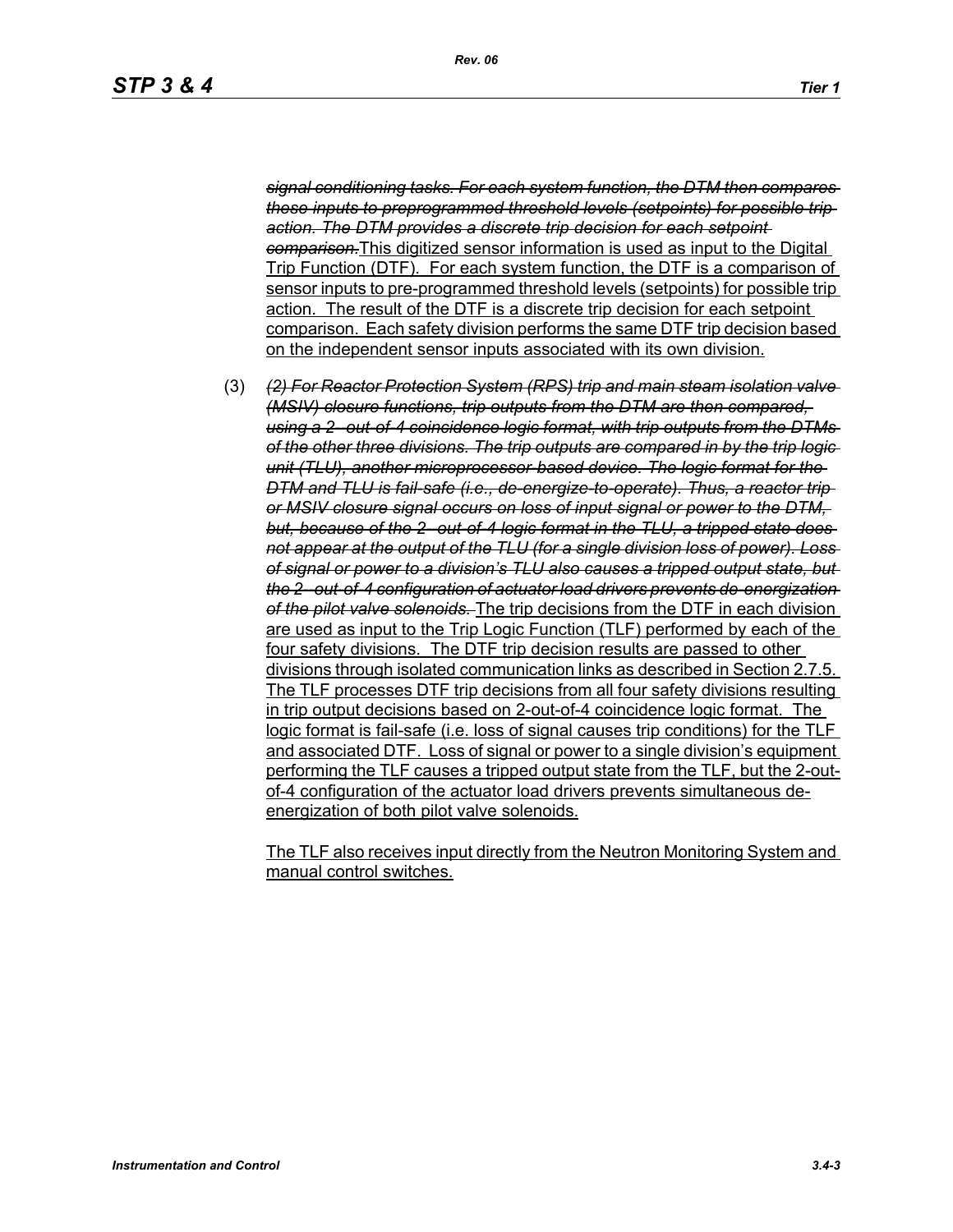~~*signal conditioning tasks. For each system function, the DTM then compares these inputs to preprogrammed threshold levels (setpoints) for possible trip action. The DTM provides a discrete trip decision for each setpoint comparison.*~~<u>This digitized sensor information is used as input to the Digital Trip Function (DTF). For each system function, the DTF is a comparison of sensor inputs to pre-programmed threshold levels (setpoints) for possible trip action. The result of the DTF is a discrete trip decision for each setpoint comparison. Each safety division performs the same DTF trip decision based on the independent sensor inputs associated with its own division.</u>

(3) ~~*(2) For Reactor Protection System (RPS) trip and main steam isolation valve (MSIV) closure functions, trip outputs from the DTM are then compared, using a 2- out-of-4 coincidence logic format, with trip outputs from the DTMs of the other three divisions. The trip outputs are compared in by the trip logic unit (TLU), another microprocessor-based device. The logic format for the DTM and TLU is fail-safe (i.e., de-energize-to-operate). Thus, a reactor trip or MSIV closure signal occurs on loss of input signal or power to the DTM, but, because of the 2- out-of-4 logic format in the TLU, a tripped state does not appear at the output of the TLU (for a single division loss of power). Loss of signal or power to a division's TLU also causes a tripped output state, but the 2- out-of-4 configuration of actuator load drivers prevents de-energization of the pilot valve solenoids.*~~ <u>The trip decisions from the DTF in each division are used as input to the Trip Logic Function (TLF) performed by each of the four safety divisions. The DTF trip decision results are passed to other divisions through isolated communication links as described in Section 2.7.5. The TLF processes DTF trip decisions from all four safety divisions resulting in trip output decisions based on 2-out-of-4 coincidence logic format. The logic format is fail-safe (i.e. loss of signal causes trip conditions) for the TLF and associated DTF. Loss of signal or power to a single division's equipment performing the TLF causes a tripped output state from the TLF, but the 2-out-of-4 configuration of the actuator load drivers prevents simultaneous de-energization of both pilot valve solenoids.</u>

<u>The TLF also receives input directly from the Neutron Monitoring System and manual control switches.</u>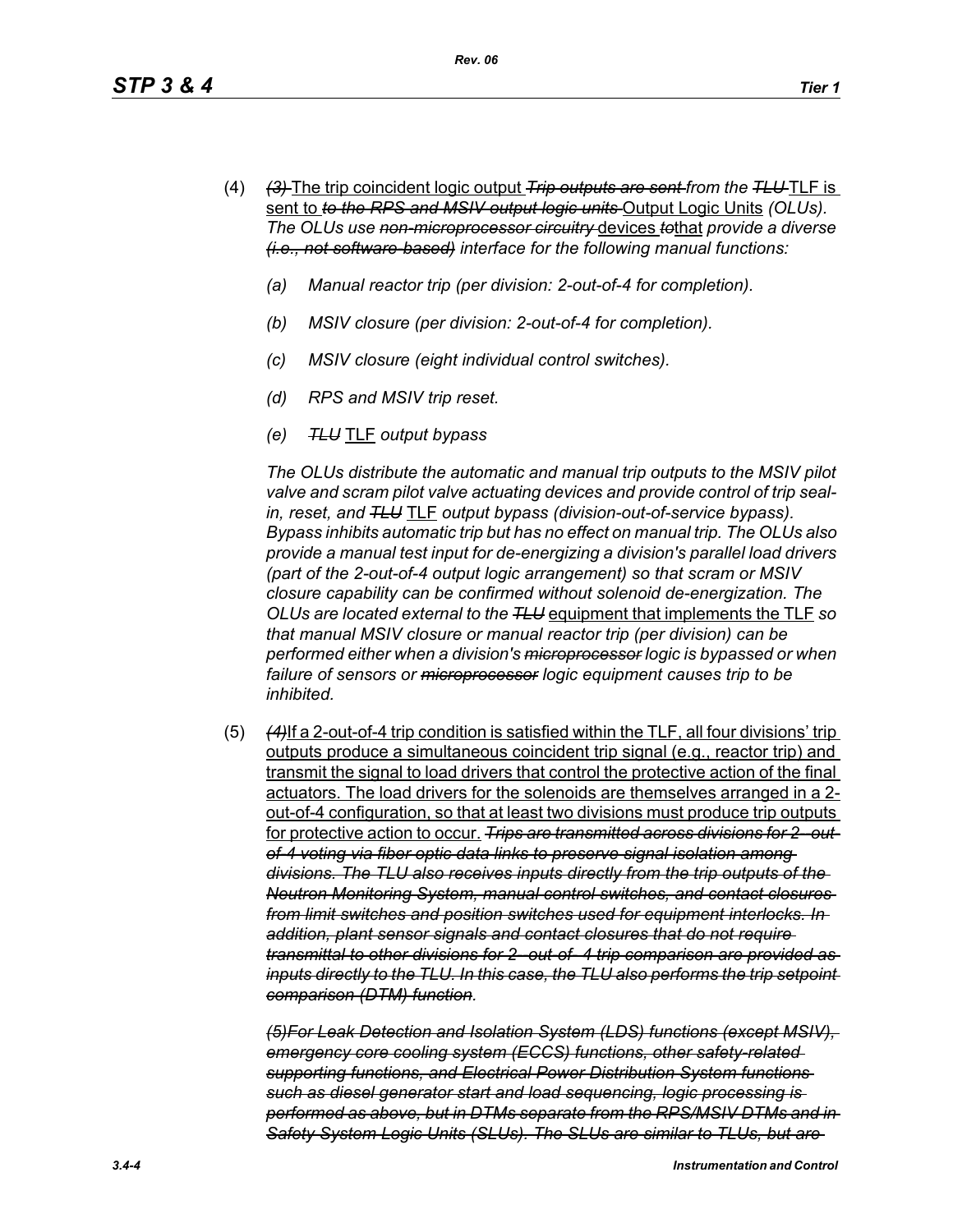(4) ~~*(3)*~~ The trip coincident logic output ~~*Trip outputs are sent*~~ *from the* ~~*TLU*~~ TLF is sent to ~~*to the RPS and MSIV output logic units*~~ Output Logic Units *(OLUs). The OLUs use* ~~*non-microprocessor circuitry*~~ devices ~~*to*~~that *provide a diverse* ~~*(i.e., not software-based)*~~ *interface for the following manual functions:*

*(a) Manual reactor trip (per division: 2-out-of-4 for completion).*

*(b) MSIV closure (per division: 2-out-of-4 for completion).*

*(c) MSIV closure (eight individual control switches).*

*(d) RPS and MSIV trip reset.*

*(e)* ~~*TLU*~~ TLF *output bypass*

*The OLUs distribute the automatic and manual trip outputs to the MSIV pilot valve and scram pilot valve actuating devices and provide control of trip seal-in, reset, and* ~~*TLU*~~ TLF *output bypass (division-out-of-service bypass). Bypass inhibits automatic trip but has no effect on manual trip. The OLUs also provide a manual test input for de-energizing a division's parallel load drivers (part of the 2-out-of-4 output logic arrangement) so that scram or MSIV closure capability can be confirmed without solenoid de-energization. The OLUs are located external to the* ~~*TLU*~~ equipment that implements the TLF *so that manual MSIV closure or manual reactor trip (per division) can be performed either when a division's* ~~*microprocessor*~~ *logic is bypassed or when failure of sensors or* ~~*microprocessor*~~ *logic equipment causes trip to be inhibited.*

(5) ~~*(4)*~~If a 2-out-of-4 trip condition is satisfied within the TLF, all four divisions' trip outputs produce a simultaneous coincident trip signal (e.g., reactor trip) and transmit the signal to load drivers that control the protective action of the final actuators. The load drivers for the solenoids are themselves arranged in a 2-out-of-4 configuration, so that at least two divisions must produce trip outputs for protective action to occur. ~~*Trips are transmitted across divisions for 2-out-of-4 voting via fiber optic data links to preserve signal isolation among divisions. The TLU also receives inputs directly from the trip outputs of the Neutron Monitoring System, manual control switches, and contact closures from limit switches and position switches used for equipment interlocks. In addition, plant sensor signals and contact closures that do not require transmittal to other divisions for 2-out-of-4 trip comparison are provided as inputs directly to the TLU. In this case, the TLU also performs the trip setpoint comparison (DTM) function*~~*.*

~~*(5)For Leak Detection and Isolation System (LDS) functions (except MSIV), emergency core cooling system (ECCS) functions, other safety-related supporting functions, and Electrical Power Distribution System functions such as diesel generator start and load sequencing, logic processing is performed as above, but in DTMs separate from the RPS/MSIV DTMs and in Safety System Logic Units (SLUs). The SLUs are similar to TLUs, but are*~~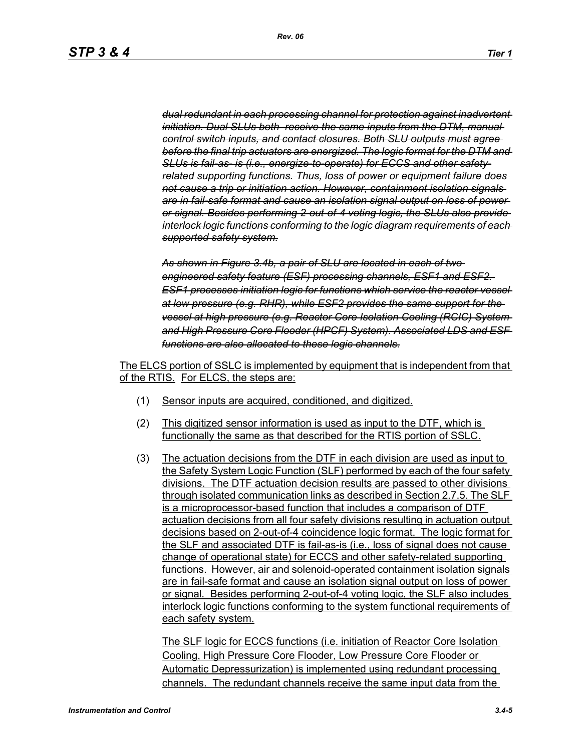~~*dual redundant in each processing channel for protection against inadvertent initiation. Dual SLUs both receive the same inputs from the DTM, manual control switch inputs, and contact closures. Both SLU outputs must agree before the final trip actuators are energized. The logic format for the DTM and SLUs is fail-as- is (i.e., energize-to-operate) for ECCS and other safety-related supporting functions. Thus, loss of power or equipment failure does not cause a trip or initiation action. However, containment isolation signals are in fail-safe format and cause an isolation signal output on loss of power or signal. Besides performing 2-out-of-4 voting logic, the SLUs also provide interlock logic functions conforming to the logic diagram requirements of each supported safety system.*~~

~~*As shown in Figure 3.4b, a pair of SLU are located in each of two engineered safety feature (ESF) processing channels, ESF1 and ESF2. ESF1 processes initiation logic for functions which service the reactor vessel at low pressure (e.g. RHR), while ESF2 provides the same support for the vessel at high pressure (e.g. Reactor Core Isolation Cooling (RCIC) System and High Pressure Core Flooder (HPCF) System). Associated LDS and ESF functions are also allocated to these logic channels.*~~

<u>The ELCS portion of SSLC is implemented by equipment that is independent from that of the RTIS. For ELCS, the steps are:</u>

(1) <u>Sensor inputs are acquired, conditioned, and digitized.</u>

(2) <u>This digitized sensor information is used as input to the DTF, which is functionally the same as that described for the RTIS portion of SSLC.</u>

(3) <u>The actuation decisions from the DTF in each division are used as input to the Safety System Logic Function (SLF) performed by each of the four safety divisions. The DTF actuation decision results are passed to other divisions through isolated communication links as described in Section 2.7.5. The SLF is a microprocessor-based function that includes a comparison of DTF actuation decisions from all four safety divisions resulting in actuation output decisions based on 2-out-of-4 coincidence logic format. The logic format for the SLF and associated DTF is fail-as-is (i.e., loss of signal does not cause change of operational state) for ECCS and other safety-related supporting functions. However, air and solenoid-operated containment isolation signals are in fail-safe format and cause an isolation signal output on loss of power or signal. Besides performing 2-out-of-4 voting logic, the SLF also includes interlock logic functions conforming to the system functional requirements of each safety system.</u>

<u>The SLF logic for ECCS functions (i.e. initiation of Reactor Core Isolation Cooling, High Pressure Core Flooder, Low Pressure Core Flooder or Automatic Depressurization) is implemented using redundant processing channels. The redundant channels receive the same input data from the</u>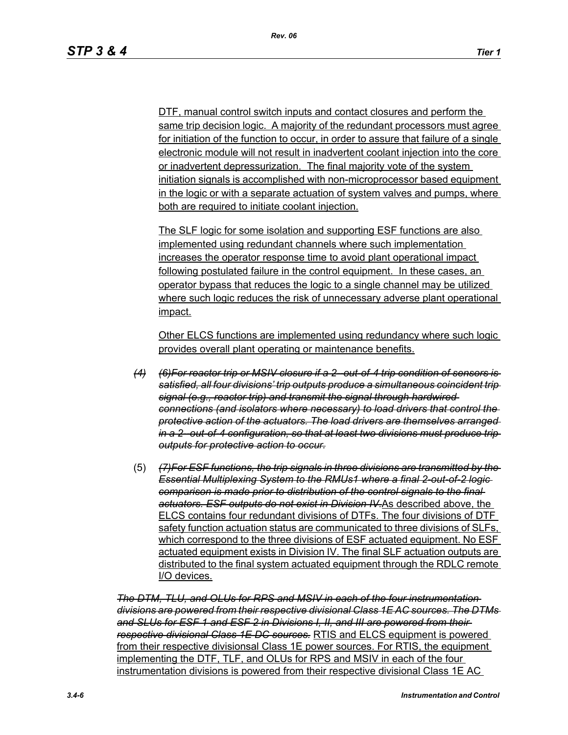DTF, manual control switch inputs and contact closures and perform the same trip decision logic. A majority of the redundant processors must agree for initiation of the function to occur, in order to assure that failure of a single electronic module will not result in inadvertent coolant injection into the core or inadvertent depressurization. The final majority vote of the system initiation signals is accomplished with non-microprocessor based equipment in the logic or with a separate actuation of system valves and pumps, where both are required to initiate coolant injection.

The SLF logic for some isolation and supporting ESF functions are also implemented using redundant channels where such implementation increases the operator response time to avoid plant operational impact following postulated failure in the control equipment. In these cases, an operator bypass that reduces the logic to a single channel may be utilized where such logic reduces the risk of unnecessary adverse plant operational impact.

Other ELCS functions are implemented using redundancy where such logic provides overall plant operating or maintenance benefits.

~~(4)~~ ~~*(6)For reactor trip or MSIV closure if a 2- out-of-4 trip condition of sensors is satisfied, all four divisions' trip outputs produce a simultaneous coincident trip signal (e.g., reactor trip) and transmit the signal through hardwired connections (and isolators where necessary) to load drivers that control the protective action of the actuators. The load drivers are themselves arranged in a 2- out-of-4 configuration, so that at least two divisions must produce trip outputs for protective action to occur.*~~

(5) ~~*(7)For ESF functions, the trip signals in three divisions are transmitted by the Essential Multiplexing System to the RMUs1 where a final 2-out-of-2 logic comparison is made prior to distribution of the control signals to the final actuators. ESF outputs do not exist in Division IV.*~~As described above, the ELCS contains four redundant divisions of DTFs. The four divisions of DTF safety function actuation status are communicated to three divisions of SLFs, which correspond to the three divisions of ESF actuated equipment. No ESF actuated equipment exists in Division IV. The final SLF actuation outputs are distributed to the final system actuated equipment through the RDLC remote I/O devices.

~~*The DTM, TLU, and OLUs for RPS and MSIV in each of the four instrumentation divisions are powered from their respective divisional Class 1E AC sources. The DTMs and SLUs for ESF 1 and ESF 2 in Divisions I, II, and III are powered from their respective divisional Class 1E DC sources.*~~ RTIS and ELCS equipment is powered from their respective divisionsal Class 1E power sources. For RTIS, the equipment implementing the DTF, TLF, and OLUs for RPS and MSIV in each of the four instrumentation divisions is powered from their respective divisional Class 1E AC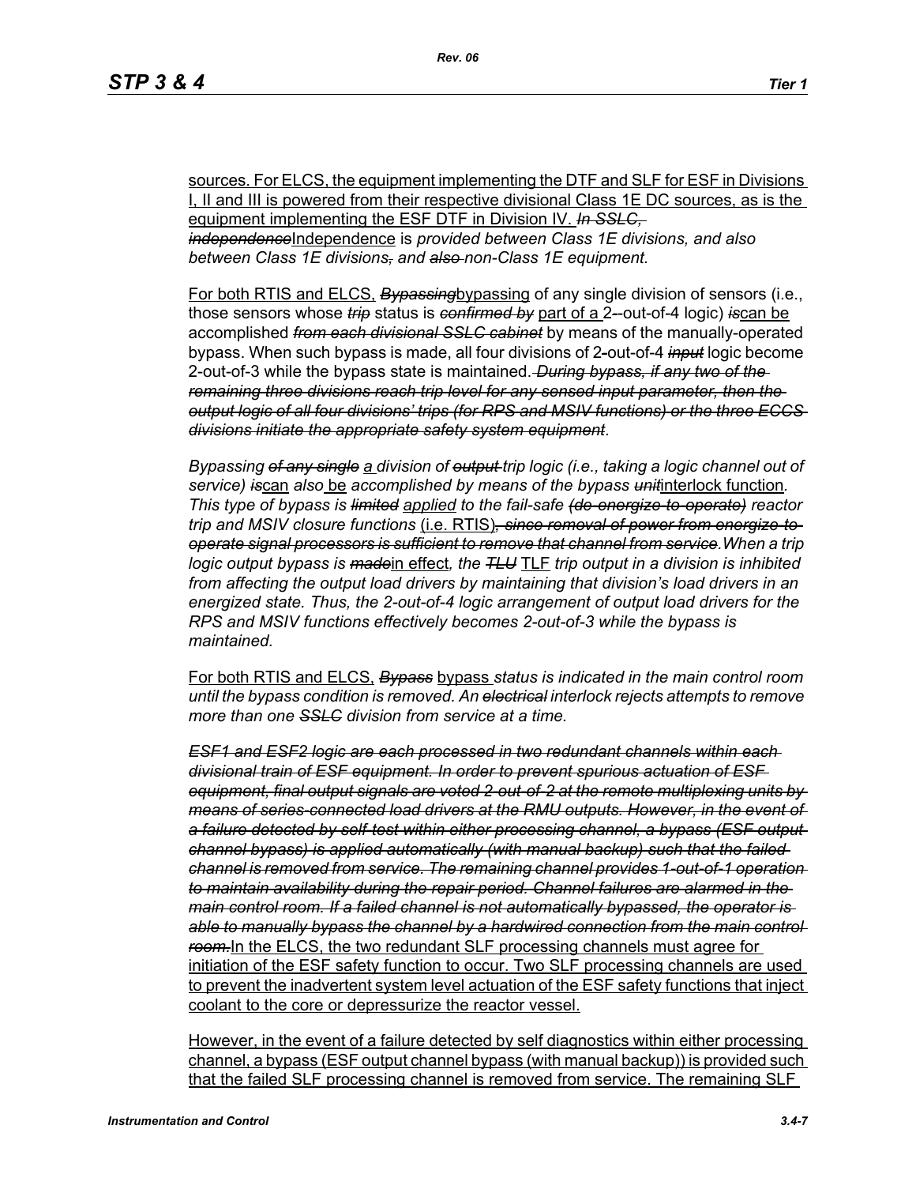sources. For ELCS, the equipment implementing the DTF and SLF for ESF in Divisions I, II and III is powered from their respective divisional Class 1E DC sources, as is the equipment implementing the ESF DTF in Division IV. ~~*In SSLC, independence*~~Independence is *provided between Class 1E divisions, and also between Class 1E divisions*~~*,*~~ *and* ~~*also*~~ *non-Class 1E equipment.*

For both RTIS and ELCS, ~~*Bypassing*~~bypassing of any single division of sensors (i.e., those sensors whose ~~*trip*~~ status is ~~*confirmed by*~~ part of a 2-out-of-4 logic) ~~*is*~~can be accomplished ~~*from each divisional SSLC cabinet*~~ by means of the manually-operated bypass. When such bypass is made, all four divisions of 2-out-of-4 ~~*input*~~ logic become 2-out-of-3 while the bypass state is maintained. ~~*During bypass, if any two of the remaining three divisions reach trip level for any sensed input parameter, then the output logic of all four divisions' trips (for RPS and MSIV functions) or the three ECCS divisions initiate the appropriate safety system equipment*~~.

*Bypassing* ~~*of any single*~~ *a division of* ~~*output*~~ *trip logic (i.e., taking a logic channel out of service)* ~~*is*~~can *also* be *accomplished by means of the bypass* ~~*unit*~~interlock function*. This type of bypass is* ~~*limited*~~ *applied to the fail-safe* ~~*(de-energize-to-operate)*~~ *reactor trip and MSIV closure functions* (i.e. RTIS)~~*, since removal of power from energize-to-operate signal processors is sufficient to remove that channel from service*~~*.When a trip logic output bypass is* ~~*made*~~in effect*, the* ~~*TLU*~~ TLF *trip output in a division is inhibited from affecting the output load drivers by maintaining that division's load drivers in an energized state. Thus, the 2-out-of-4 logic arrangement of output load drivers for the RPS and MSIV functions effectively becomes 2-out-of-3 while the bypass is maintained.*

For both RTIS and ELCS, ~~*Bypass*~~ bypass *status is indicated in the main control room until the bypass condition is removed. An* ~~*electrical*~~ *interlock rejects attempts to remove more than one* ~~*SSLC*~~ *division from service at a time.*

~~*ESF1 and ESF2 logic are each processed in two redundant channels within each divisional train of ESF equipment. In order to prevent spurious actuation of ESF equipment, final output signals are voted 2-out-of-2 at the remote multiplexing units by means of series-connected load drivers at the RMU outputs. However, in the event of a failure detected by self-test within either processing channel, a bypass (ESF output channel bypass) is applied automatically (with manual backup) such that the failed channel is removed from service. The remaining channel provides 1-out-of-1 operation to maintain availability during the repair period. Channel failures are alarmed in the main control room. If a failed channel is not automatically bypassed, the operator is able to manually bypass the channel by a hardwired connection from the main control room.*~~In the ELCS, the two redundant SLF processing channels must agree for initiation of the ESF safety function to occur. Two SLF processing channels are used to prevent the inadvertent system level actuation of the ESF safety functions that inject coolant to the core or depressurize the reactor vessel.

However, in the event of a failure detected by self diagnostics within either processing channel, a bypass (ESF output channel bypass (with manual backup)) is provided such that the failed SLF processing channel is removed from service. The remaining SLF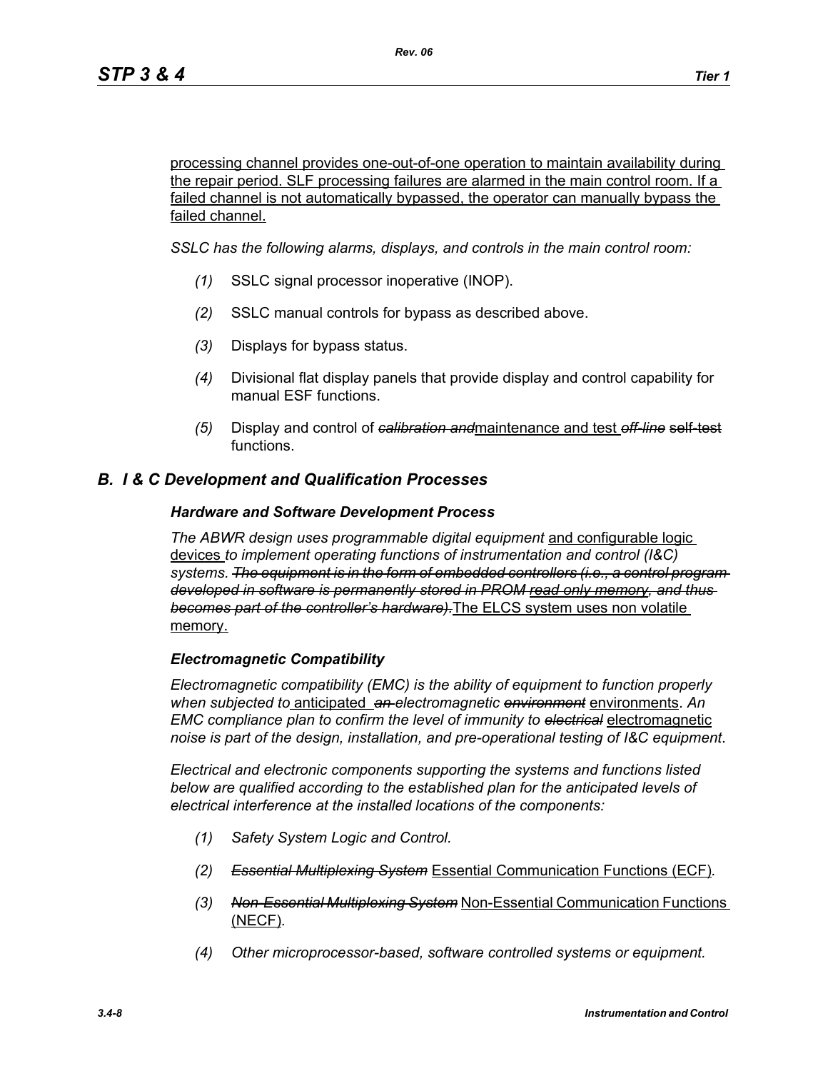processing channel provides one-out-of-one operation to maintain availability during the repair period. SLF processing failures are alarmed in the main control room. If a failed channel is not automatically bypassed, the operator can manually bypass the failed channel.

*SSLC has the following alarms, displays, and controls in the main control room:*

*(1)* SSLC signal processor inoperative (INOP).

*(2)* SSLC manual controls for bypass as described above.

*(3)* Displays for bypass status.

*(4)* Divisional flat display panels that provide display and control capability for manual ESF functions.

*(5)* Display and control of ~~*calibration and*~~maintenance and test ~~*off-line*~~ ~~self-test~~ functions.

## *B. I & C Development and Qualification Processes*

### ***Hardware and Software Development Process***

*The ABWR design uses programmable digital equipment* and configurable logic devices *to implement operating functions of instrumentation and control (I&C) systems.* ~~*The equipment is in the form of embedded controllers (i.e., a control program developed in software is permanently stored in PROM read only memory, and thus becomes part of the controller's hardware).*~~The ELCS system uses non volatile memory.

### ***Electromagnetic Compatibility***

*Electromagnetic compatibility (EMC) is the ability of equipment to function properly when subjected to* anticipated ~~*an*~~ *electromagnetic* ~~*environment*~~ environments*. An EMC compliance plan to confirm the level of immunity to* ~~*electrical*~~ electromagnetic *noise is part of the design, installation, and pre-operational testing of I&C equipment*.

*Electrical and electronic components supporting the systems and functions listed below are qualified according to the established plan for the anticipated levels of electrical interference at the installed locations of the components:*

*(1) Safety System Logic and Control.*

*(2)* ~~*Essential Multiplexing System*~~ Essential Communication Functions (ECF)*.*

*(3)* ~~*Non-Essential Multiplexing System*~~ Non-Essential Communication Functions (NECF)*.*

*(4) Other microprocessor-based, software controlled systems or equipment.*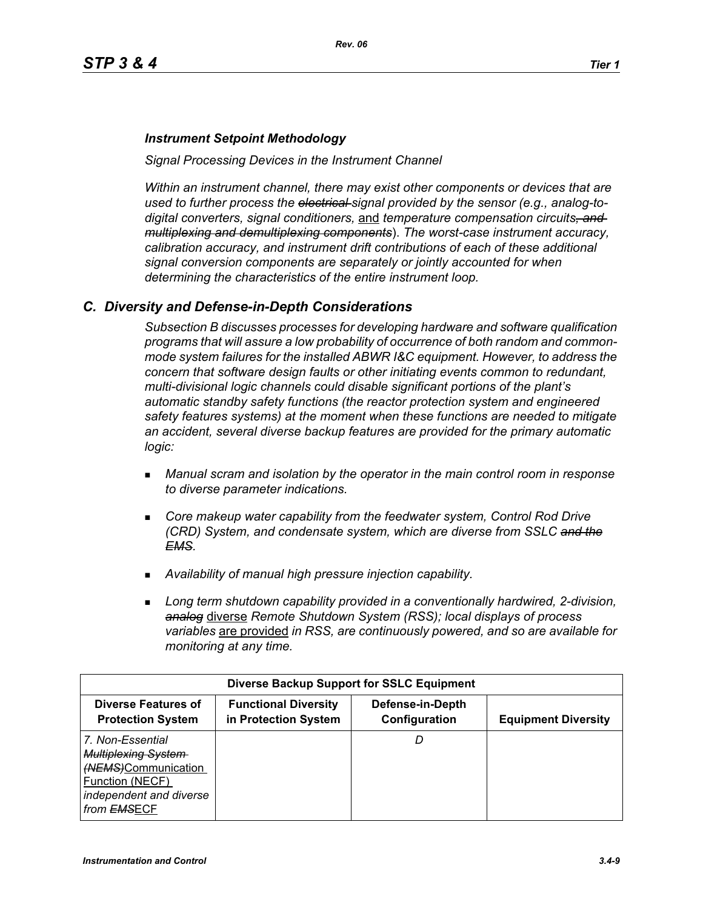***Instrument Setpoint Methodology***

*Signal Processing Devices in the Instrument Channel*

*Within an instrument channel, there may exist other components or devices that are used to further process the ~~electrical~~ signal provided by the sensor (e.g., analog-to-digital converters, signal conditioners,* <u>and</u> *temperature compensation circuits~~, and multiplexing and demultiplexing components~~). The worst-case instrument accuracy, calibration accuracy, and instrument drift contributions of each of these additional signal conversion components are separately or jointly accounted for when determining the characteristics of the entire instrument loop.*

## *C. Diversity and Defense-in-Depth Considerations*

*Subsection B discusses processes for developing hardware and software qualification programs that will assure a low probability of occurrence of both random and common-mode system failures for the installed ABWR I&C equipment. However, to address the concern that software design faults or other initiating events common to redundant, multi-divisional logic channels could disable significant portions of the plant's automatic standby safety functions (the reactor protection system and engineered safety features systems) at the moment when these functions are needed to mitigate an accident, several diverse backup features are provided for the primary automatic logic:*

- *Manual scram and isolation by the operator in the main control room in response to diverse parameter indications.*
- *Core makeup water capability from the feedwater system, Control Rod Drive (CRD) System, and condensate system, which are diverse from SSLC ~~and the EMS~~.*
- *Availability of manual high pressure injection capability.*
- *Long term shutdown capability provided in a conventionally hardwired, 2-division, ~~analog~~* <u>diverse</u> *Remote Shutdown System (RSS); local displays of process variables* <u>are provided</u> *in RSS, are continuously powered, and so are available for monitoring at any time.*

| **Diverse Backup Support for SSLC Equipment** | | | |
|---|---|---|---|
| **Diverse Features of Protection System** | **Functional Diversity in Protection System** | **Defense-in-Depth Configuration** | **Equipment Diversity** |
| *7. Non-Essential ~~Multiplexing System (NEMS)~~*<u>Communication Function (NECF)</u> *independent and diverse from ~~EMS~~*<u>ECF</u> | | *D* | |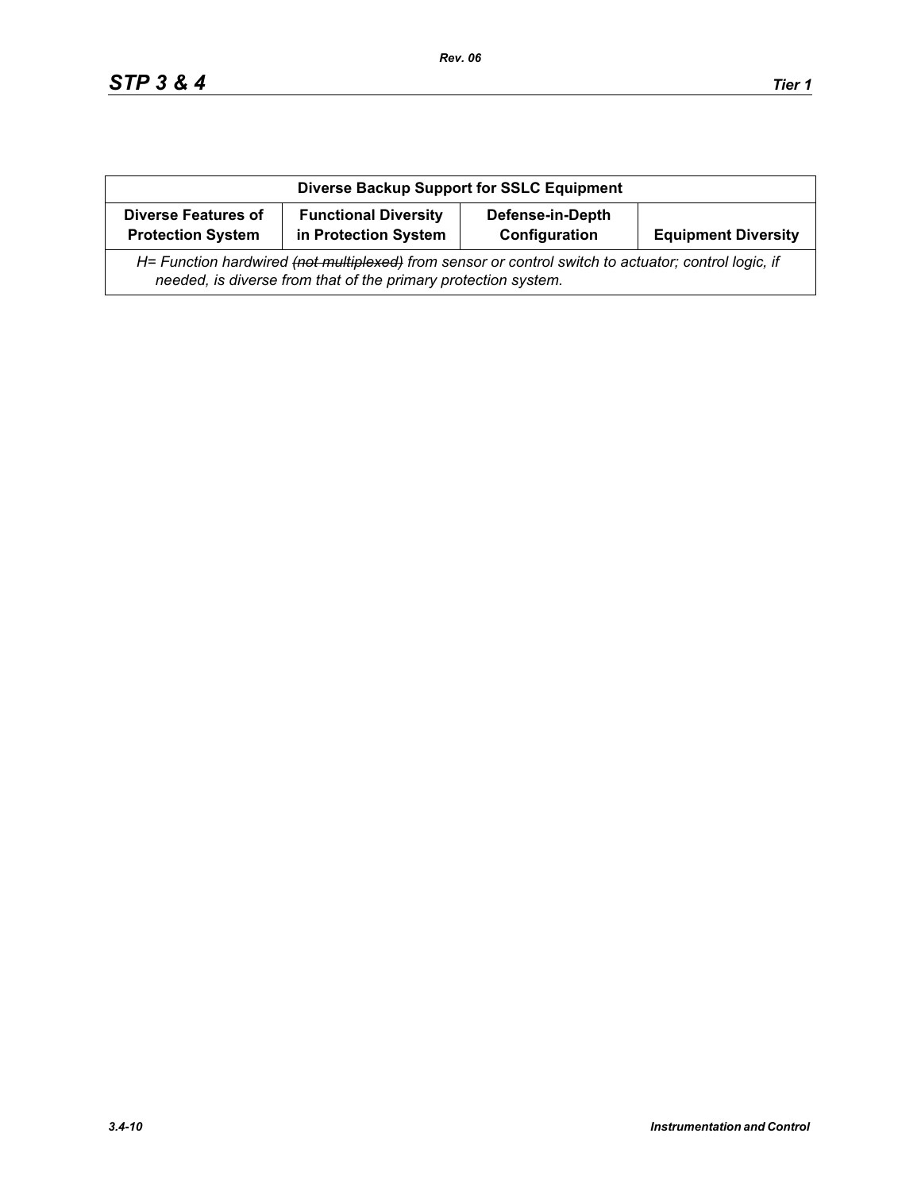| Diverse Backup Support for SSLC Equipment | | | |
|---|---|---|---|
| **Diverse Features of Protection System** | **Functional Diversity in Protection System** | **Defense-in-Depth Configuration** | **Equipment Diversity** |
| *H= Function hardwired ~~(not multiplexed)~~ from sensor or control switch to actuator; control logic, if needed, is diverse from that of the primary protection system.* | | | |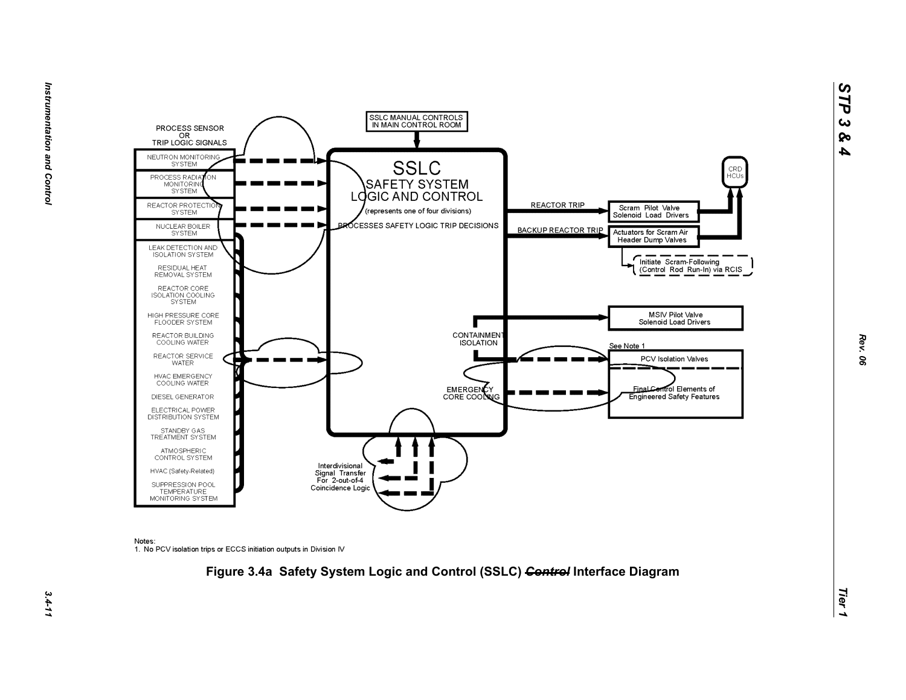PROCESS SENSOR OR TRIP LOGIC SIGNALS

- NEUTRON MONITORING SYSTEM
- PROCESS RADIATION MONITORING SYSTEM
- REACTOR PROTECTION SYSTEM
- NUCLEAR BOILER SYSTEM
- LEAK DETECTION AND ISOLATION SYSTEM
- RESIDUAL HEAT REMOVAL SYSTEM
- REACTOR CORE ISOLATION COOLING SYSTEM
- HIGH PRESSURE CORE FLOODER SYSTEM
- REACTOR BUILDING COOLING WATER
- REACTOR SERVICE WATER
- HVAC EMERGENCY COOLING WATER
- DIESEL GENERATOR
- ELECTRICAL POWER DISTRIBUTION SYSTEM
- STANDBY GAS TREATMENT SYSTEM
- ATMOSPHERIC CONTROL SYSTEM
- HVAC (Safety-Related)
- SUPPRESSION POOL TEMPERATURE MONITORING SYSTEM

SSLC MANUAL CONTROLS IN MAIN CONTROL ROOM

SSLC
SAFETY SYSTEM LOGIC AND CONTROL
(represents one of four divisions)
PROCESSES SAFETY LOGIC TRIP DECISIONS

REACTOR TRIP → Scram Pilot Valve Solenoid Load Drivers → CRD HCUs

BACKUP REACTOR TRIP → Actuators for Scram Air Header Dump Valves → CRD HCUs

Initiate Scram-Following (Control Rod Run-In) via RCIS

CONTAINMENT ISOLATION → MSIV Pilot Valve Solenoid Load Drivers

See Note 1 → PCV Isolation Valves

EMERGENCY CORE COOLING → Final Control Elements of Engineered Safety Features

Interdivisional Signal Transfer For 2-out-of-4 Coincidence Logic

Notes:
1. No PCV isolation trips or ECCS initiation outputs in Division IV

**Figure 3.4a Safety System Logic and Control (SSLC) ~~Control~~ Interface Diagram**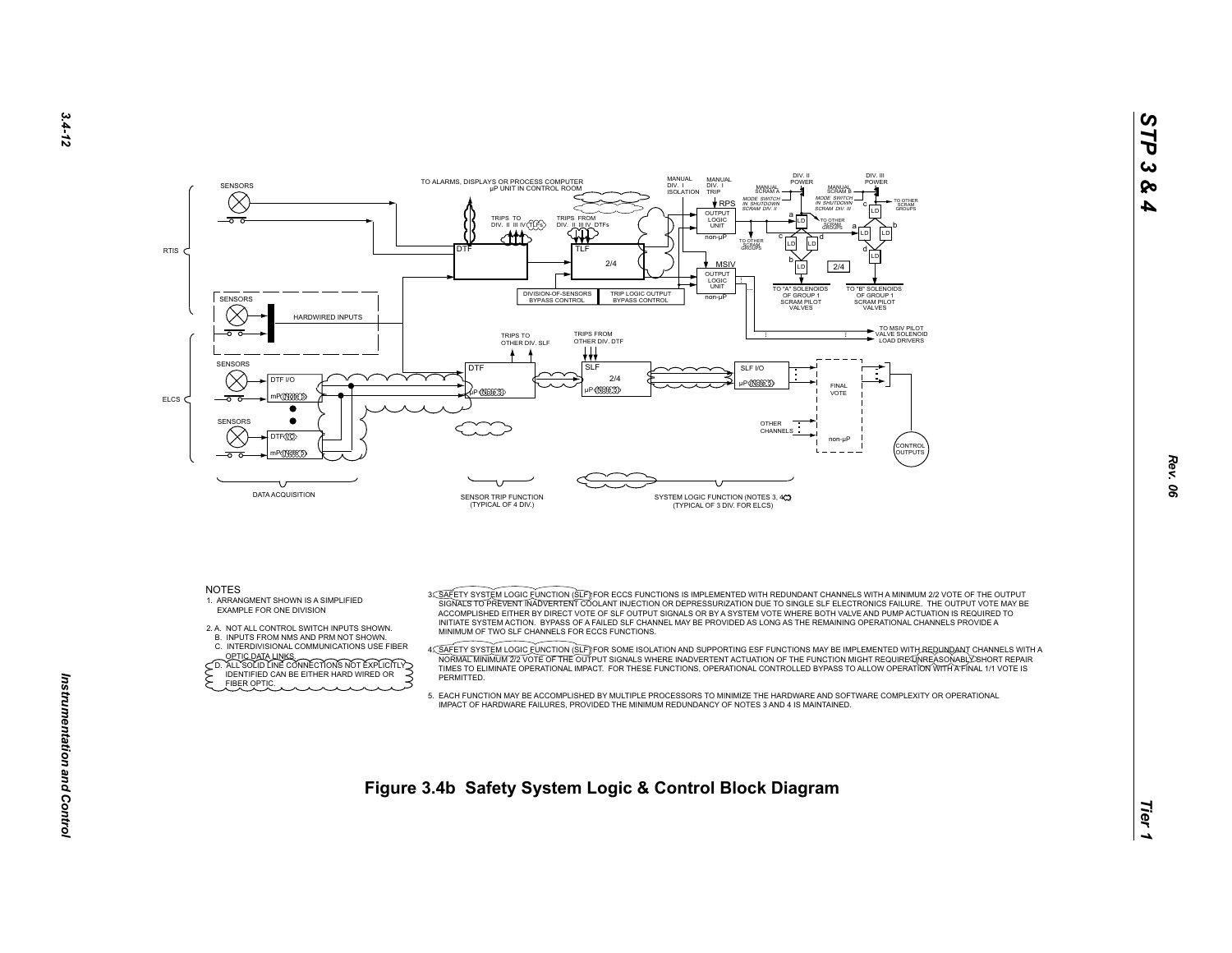NOTES

1. ARRANGMENT SHOWN IS A SIMPLIFIED EXAMPLE FOR ONE DIVISION

2. A. NOT ALL CONTROL SWITCH INPUTS SHOWN.
   B. INPUTS FROM NMS AND PRM NOT SHOWN.
   C. INTERDIVISIONAL COMMUNICATIONS USE FIBER OPTIC DATA LINKS.
   D. ALL SOLID LINE CONNECTIONS NOT EXPLICITLY IDENTIFIED CAN BE EITHER HARD WIRED OR FIBER OPTIC.

3. SAFETY SYSTEM LOGIC FUNCTION (SLF) FOR ECCS FUNCTIONS IS IMPLEMENTED WITH REDUNDANT CHANNELS WITH A MINIMUM 2/2 VOTE OF THE OUTPUT SIGNALS TO PREVENT INADVERTENT COOLANT INJECTION OR DEPRESSURIZATION DUE TO SINGLE SLF ELECTRONICS FAILURE. THE OUTPUT VOTE MAY BE ACCOMPLISHED EITHER BY DIRECT VOTE OF SLF OUTPUT SIGNALS OR BY A SYSTEM VOTE WHERE BOTH VALVE AND PUMP ACTUATION IS REQUIRED TO INITIATE SYSTEM ACTION. BYPASS OF A FAILED SLF CHANNEL MAY BE PROVIDED AS LONG AS THE REMAINING OPERATIONAL CHANNELS PROVIDE A MINIMUM OF TWO SLF CHANNELS FOR ECCS FUNCTIONS.

4. SAFETY SYSTEM LOGIC FUNCTION (SLF) FOR SOME ISOLATION AND SUPPORTING ESF FUNCTIONS MAY BE IMPLEMENTED WITH REDUNDANT CHANNELS WITH A NORMAL MINIMUM 2/2 VOTE OF THE OUTPUT SIGNALS WHERE INADVERTENT ACTUATION OF THE FUNCTION MIGHT REQUIRE UNREASONABLY SHORT REPAIR TIMES TO ELIMINATE OPERATIONAL IMPACT. FOR THESE FUNCTIONS, OPERATIONAL CONTROLLED BYPASS TO ALLOW OPERATION WITH A FINAL 1/1 VOTE IS PERMITTED.

5. EACH FUNCTION MAY BE ACCOMPLISHED BY MULTIPLE PROCESSORS TO MINIMIZE THE HARDWARE AND SOFTWARE COMPLEXITY OR OPERATIONAL IMPACT OF HARDWARE FAILURES, PROVIDED THE MINIMUM REDUNDANCY OF NOTES 3 AND 4 IS MAINTAINED.

**Figure 3.4b Safety System Logic & Control Block Diagram**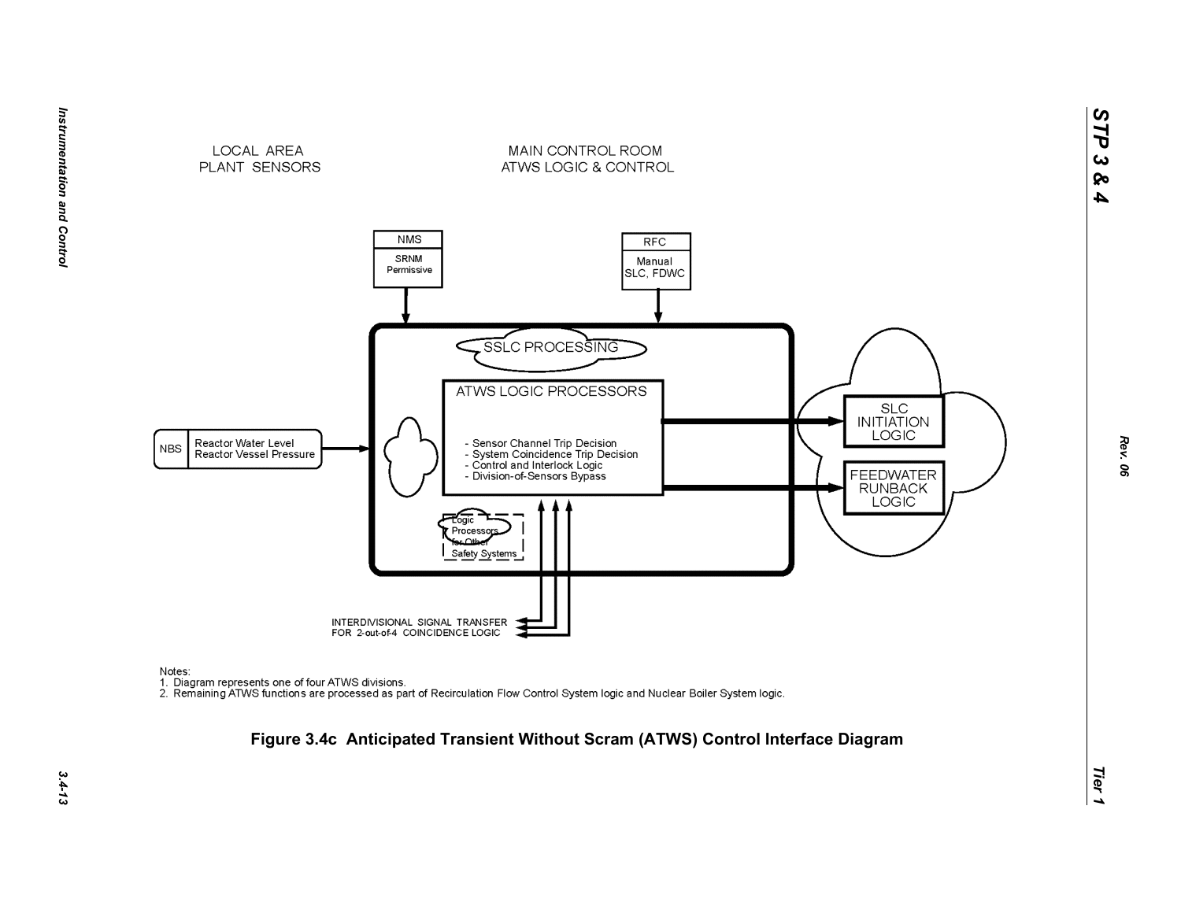LOCAL AREA PLANT SENSORS

MAIN CONTROL ROOM ATWS LOGIC & CONTROL

NMS

SRNM Permissive

RFC

Manual SLC, FDWC

SSLC PROCESSING

ATWS LOGIC PROCESSORS

- Sensor Channel Trip Decision
- System Coincidence Trip Decision
- Control and Interlock Logic
- Division-of-Sensors Bypass

NBS | Reactor Water Level Reactor Vessel Pressure

SLC INITIATION LOGIC

FEEDWATER RUNBACK LOGIC

Logic Processors for Other Safety Systems

INTERDIVISIONAL SIGNAL TRANSFER FOR 2-out-of-4 COINCIDENCE LOGIC

Notes:
1. Diagram represents one of four ATWS divisions.
2. Remaining ATWS functions are processed as part of Recirculation Flow Control System logic and Nuclear Boiler System logic.

**Figure 3.4c Anticipated Transient Without Scram (ATWS) Control Interface Diagram**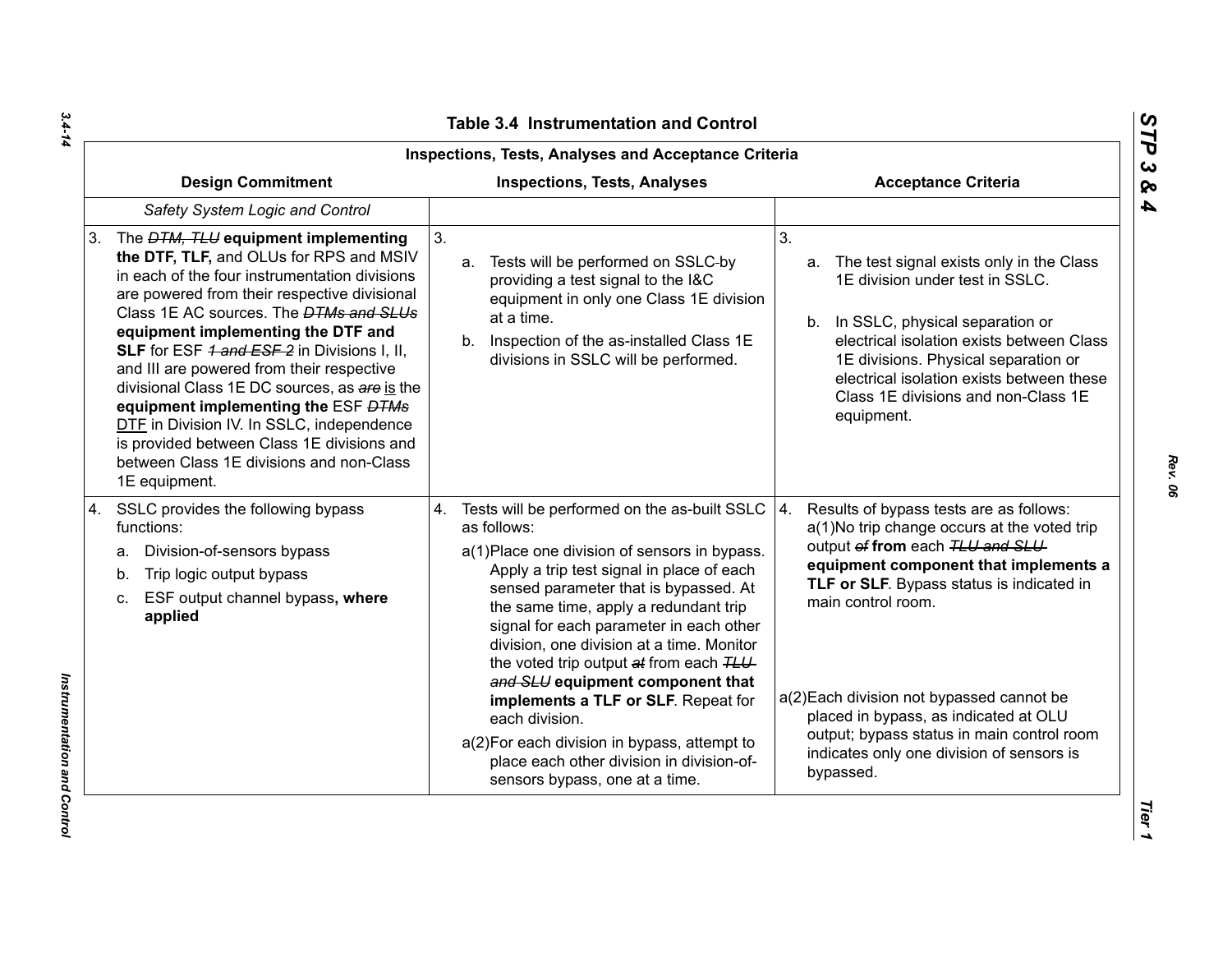# Table 3.4 Instrumentation and Control

| Inspections, Tests, Analyses and Acceptance Criteria | | |
|---|---|---|
| **Design Commitment** | **Inspections, Tests, Analyses** | **Acceptance Criteria** |
| *Safety System Logic and Control* | | |
| 3. The ~~*DTM, TLU*~~ **equipment implementing the DTF, TLF,** and OLUs for RPS and MSIV in each of the four instrumentation divisions are powered from their respective divisional Class 1E AC sources. The ~~*DTMs and SLUs*~~ **equipment implementing the DTF and SLF** for ESF ~~*1 and ESF 2*~~ in Divisions I, II, and III are powered from their respective divisional Class 1E DC sources, as ~~*are*~~ <u>is</u> the **equipment implementing the** ESF ~~*DTMs*~~ <u>DTF</u> in Division IV. In SSLC, independence is provided between Class 1E divisions and between Class 1E divisions and non-Class 1E equipment. | 3. a. Tests will be performed on SSLC by providing a test signal to the I&C equipment in only one Class 1E division at a time. b. Inspection of the as-installed Class 1E divisions in SSLC will be performed. | 3. a. The test signal exists only in the Class 1E division under test in SSLC. b. In SSLC, physical separation or electrical isolation exists between Class 1E divisions. Physical separation or electrical isolation exists between these Class 1E divisions and non-Class 1E equipment. |
| 4. SSLC provides the following bypass functions: a. Division-of-sensors bypass b. Trip logic output bypass c. ESF output channel bypass**, where applied** | 4. Tests will be performed on the as-built SSLC as follows: a(1)Place one division of sensors in bypass. Apply a trip test signal in place of each sensed parameter that is bypassed. At the same time, apply a redundant trip signal for each parameter in each other division, one division at a time. Monitor the voted trip output ~~*at*~~ from each ~~*TLU and SLU*~~ **equipment component that implements a TLF or SLF**. Repeat for each division. a(2)For each division in bypass, attempt to place each other division in division-of-sensors bypass, one at a time. | 4. Results of bypass tests are as follows: a(1)No trip change occurs at the voted trip output ~~*of*~~ **from** each ~~*TLU and SLU*~~ **equipment component that implements a TLF or SLF**. Bypass status is indicated in main control room. a(2)Each division not bypassed cannot be placed in bypass, as indicated at OLU output; bypass status in main control room indicates only one division of sensors is bypassed. |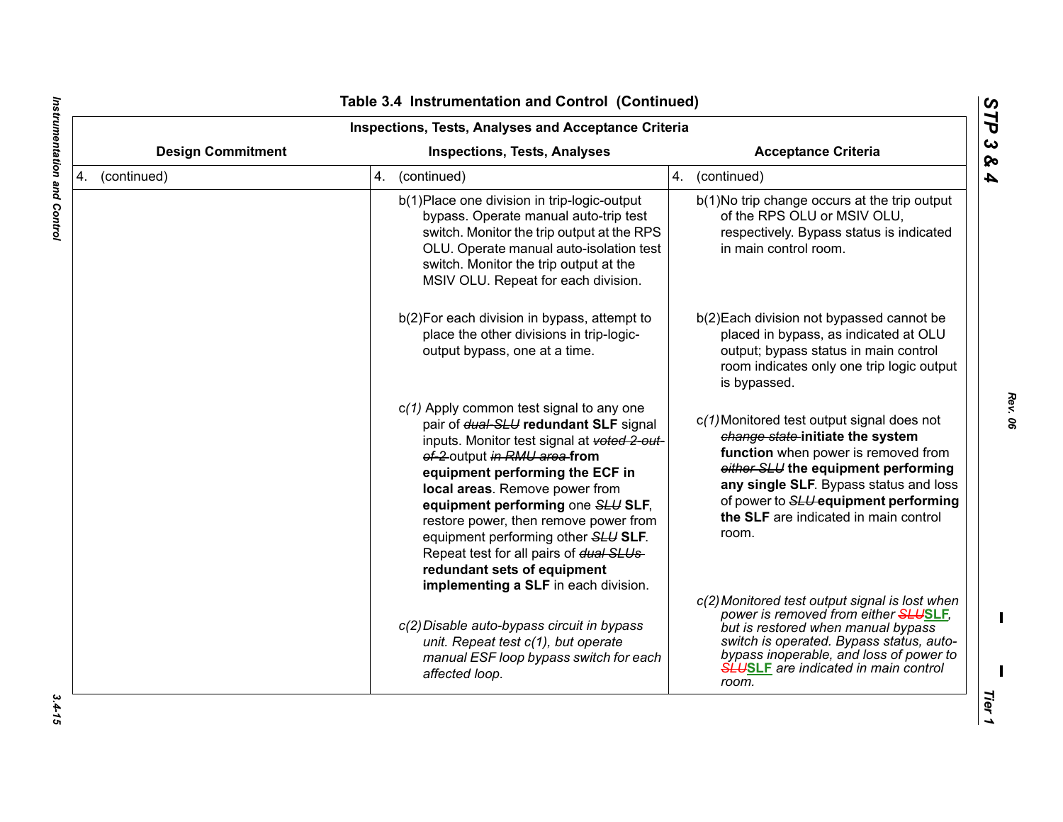# Table 3.4 Instrumentation and Control (Continued)

| Inspections, Tests, Analyses and Acceptance Criteria | | |
|---|---|---|
| **Design Commitment** | **Inspections, Tests, Analyses** | **Acceptance Criteria** |
| 4. (continued) | 4. (continued) | 4. (continued) |
| | b(1) Place one division in trip-logic-output bypass. Operate manual auto-trip test switch. Monitor the trip output at the RPS OLU. Operate manual auto-isolation test switch. Monitor the trip output at the MSIV OLU. Repeat for each division. | b(1) No trip change occurs at the trip output of the RPS OLU or MSIV OLU, respectively. Bypass status is indicated in main control room. |
| | b(2) For each division in bypass, attempt to place the other divisions in trip-logic-output bypass, one at a time. | b(2) Each division not bypassed cannot be placed in bypass, as indicated at OLU output; bypass status in main control room indicates only one trip logic output is bypassed. |
| | c*(1)* Apply common test signal to any one pair of ~~*dual SLU*~~ **redundant SLF** signal inputs. Monitor test signal at ~~*voted 2-out-of-2*~~ output ~~*in RMU area*~~ **from equipment performing the ECF in local areas**. Remove power from **equipment performing** one ~~*SLU*~~ **SLF**, restore power, then remove power from equipment performing other ~~*SLU*~~ **SLF**. Repeat test for all pairs of ~~*dual SLUs*~~ **redundant sets of equipment implementing a SLF** in each division. | c*(1)* Monitored test output signal does not ~~*change state*~~ **initiate the system function** when power is removed from ~~*either SLU*~~ **the equipment performing any single SLF**. Bypass status and loss of power to ~~*SLU*~~ **equipment performing the SLF** are indicated in main control room. |
| | *c(2) Disable auto-bypass circuit in bypass unit. Repeat test c(1), but operate manual ESF loop bypass switch for each affected loop.* | *c(2) Monitored test output signal is lost when power is removed from either ~~SLU~~* ***SLF****, but is restored when manual bypass switch is operated. Bypass status, auto-bypass inoperable, and loss of power to ~~SLU~~* ***SLF*** *are indicated in main control room.* |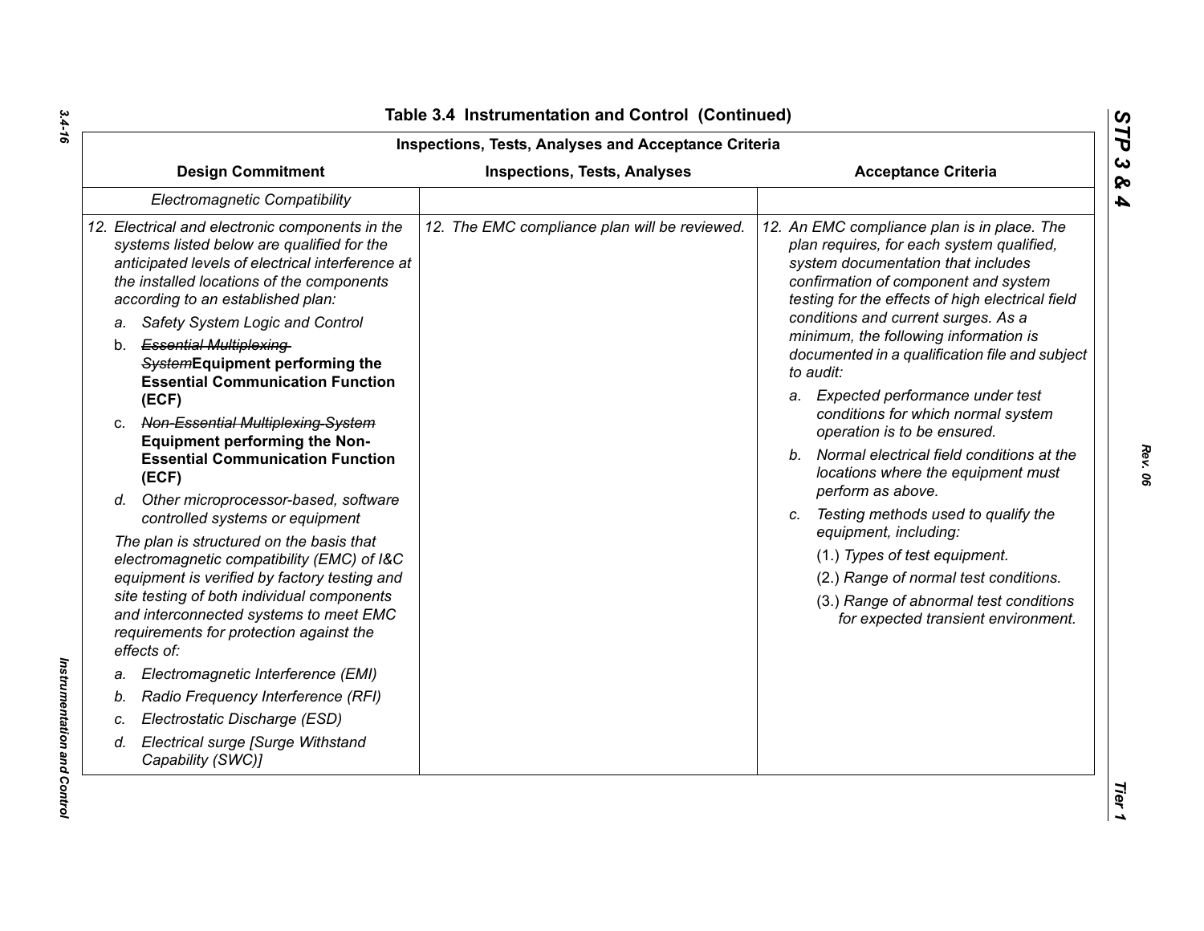## Table 3.4 Instrumentation and Control (Continued)

| Inspections, Tests, Analyses and Acceptance Criteria | | |
|---|---|---|
| **Design Commitment** | **Inspections, Tests, Analyses** | **Acceptance Criteria** |
| *Electromagnetic Compatibility* | | |
| *12. Electrical and electronic components in the systems listed below are qualified for the anticipated levels of electrical interference at the installed locations of the components according to an established plan:*<br>*a. Safety System Logic and Control*<br>b. ~~*Essential Multiplexing System*~~**Equipment performing the Essential Communication Function (ECF)**<br>c. ~~*Non-Essential Multiplexing System*~~ **Equipment performing the Non-Essential Communication Function (ECF)**<br>*d. Other microprocessor-based, software controlled systems or equipment*<br>*The plan is structured on the basis that electromagnetic compatibility (EMC) of I&C equipment is verified by factory testing and site testing of both individual components and interconnected systems to meet EMC requirements for protection against the effects of:*<br>*a. Electromagnetic Interference (EMI)*<br>*b. Radio Frequency Interference (RFI)*<br>*c. Electrostatic Discharge (ESD)*<br>*d. Electrical surge [Surge Withstand Capability (SWC)]* | *12. The EMC compliance plan will be reviewed.* | *12. An EMC compliance plan is in place. The plan requires, for each system qualified, system documentation that includes confirmation of component and system testing for the effects of high electrical field conditions and current surges. As a minimum, the following information is documented in a qualification file and subject to audit:*<br>*a. Expected performance under test conditions for which normal system operation is to be ensured.*<br>*b. Normal electrical field conditions at the locations where the equipment must perform as above.*<br>*c. Testing methods used to qualify the equipment, including:*<br>(1.) *Types of test equipment.*<br>(2.) *Range of normal test conditions.*<br>(3.) *Range of abnormal test conditions for expected transient environment.* |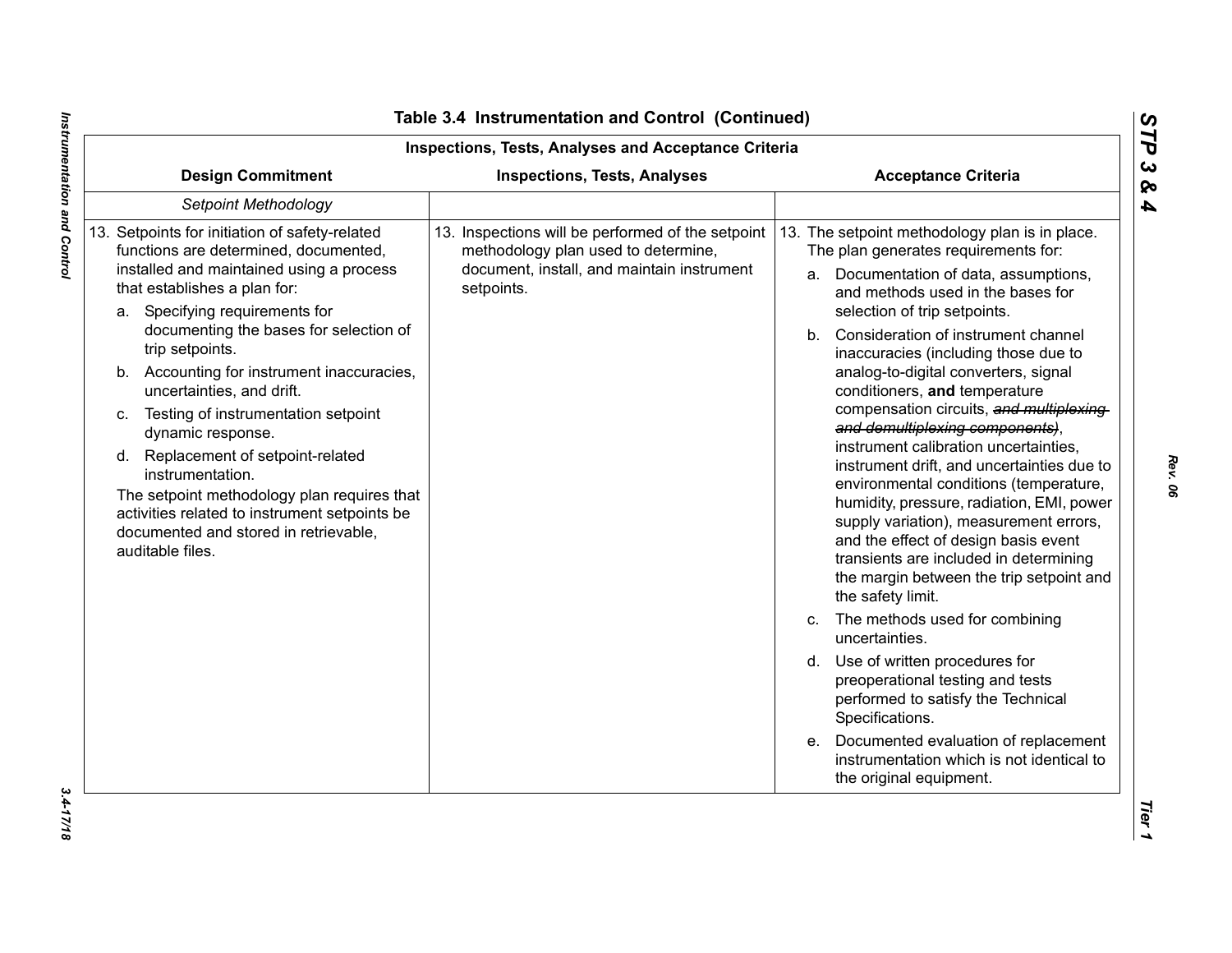# Table 3.4 Instrumentation and Control (Continued)

| Inspections, Tests, Analyses and Acceptance Criteria | | |
|---|---|---|
| **Design Commitment** | **Inspections, Tests, Analyses** | **Acceptance Criteria** |
| *Setpoint Methodology* | | |
| 13. Setpoints for initiation of safety-related functions are determined, documented, installed and maintained using a process that establishes a plan for:<br>a. Specifying requirements for documenting the bases for selection of trip setpoints.<br>b. Accounting for instrument inaccuracies, uncertainties, and drift.<br>c. Testing of instrumentation setpoint dynamic response.<br>d. Replacement of setpoint-related instrumentation.<br>The setpoint methodology plan requires that activities related to instrument setpoints be documented and stored in retrievable, auditable files. | 13. Inspections will be performed of the setpoint methodology plan used to determine, document, install, and maintain instrument setpoints. | 13. The setpoint methodology plan is in place. The plan generates requirements for:<br>a. Documentation of data, assumptions, and methods used in the bases for selection of trip setpoints.<br>b. Consideration of instrument channel inaccuracies (including those due to analog-to-digital converters, signal conditioners, **and** temperature compensation circuits, ~~and multiplexing and demultiplexing components)~~, instrument calibration uncertainties, instrument drift, and uncertainties due to environmental conditions (temperature, humidity, pressure, radiation, EMI, power supply variation), measurement errors, and the effect of design basis event transients are included in determining the margin between the trip setpoint and the safety limit.<br>c. The methods used for combining uncertainties.<br>d. Use of written procedures for preoperational testing and tests performed to satisfy the Technical Specifications.<br>e. Documented evaluation of replacement instrumentation which is not identical to the original equipment. |